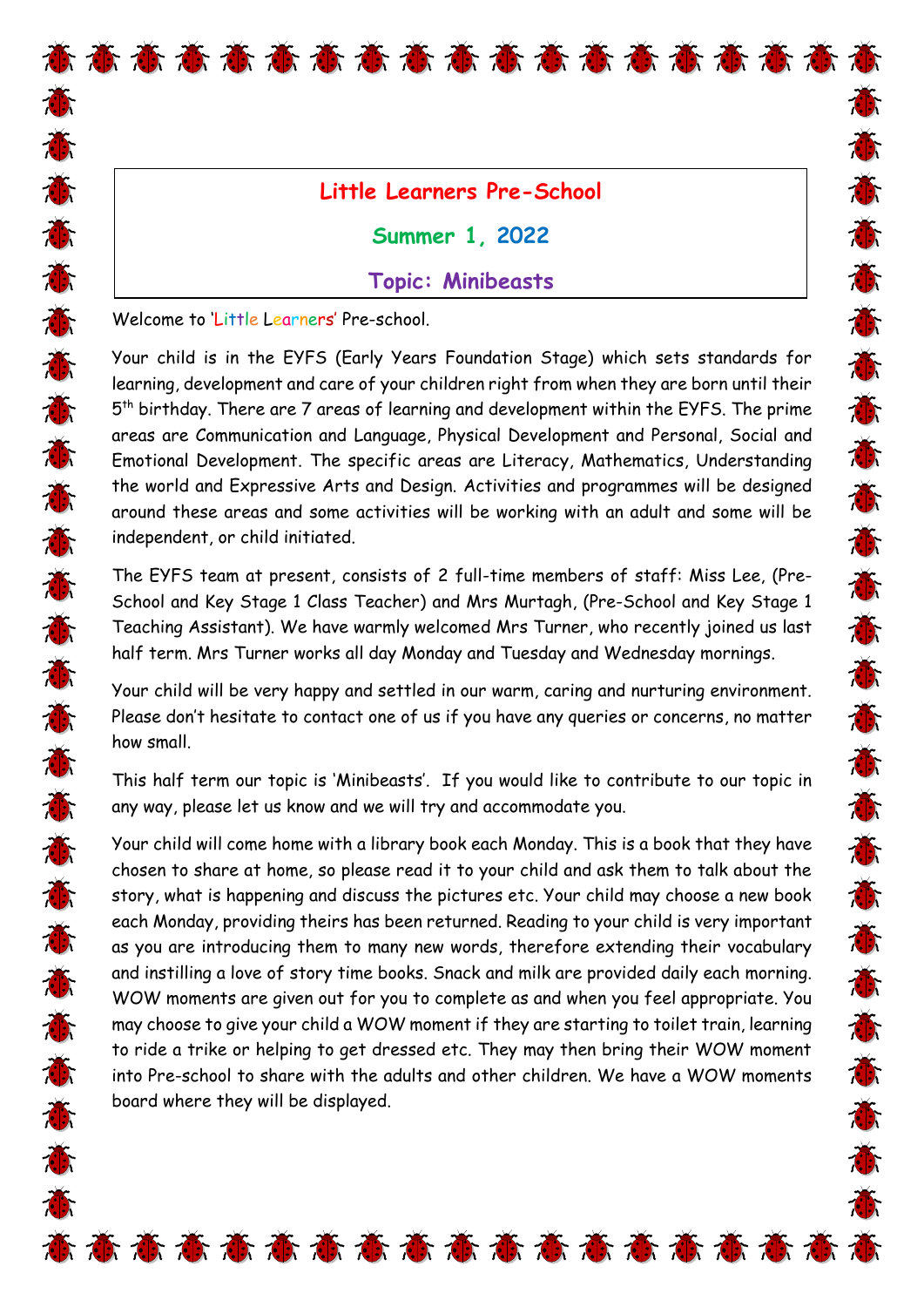# Little Learners Pre-School

## Summer 1, 2022

## Topic: Minibeasts

Welcome to 'Little Learners' Pre-school.

Your child is in the EYFS (Early Years Foundation Stage) which sets standards for learning, development and care of your children right from when they are born until their 5th birthday. There are 7 areas of learning and development within the EYFS. The prime areas are Communication and Language, Physical Development and Personal, Social and Emotional Development. The specific areas are Literacy, Mathematics, Understanding the world and Expressive Arts and Design. Activities and programmes will be designed around these areas and some activities will be working with an adult and some will be independent, or child initiated.

The EYFS team at present, consists of 2 full-time members of staff: Miss Lee, (Pre-School and Key Stage 1 Class Teacher) and Mrs Murtagh, (Pre-School and Key Stage 1 Teaching Assistant). We have warmly welcomed Mrs Turner, who recently joined us last half term. Mrs Turner works all day Monday and Tuesday and Wednesday mornings.

Your child will be very happy and settled in our warm, caring and nurturing environment. Please don't hesitate to contact one of us if you have any queries or concerns, no matter how small.

This half term our topic is 'Minibeasts'. If you would like to contribute to our topic in any way, please let us know and we will try and accommodate you.

Your child will come home with a library book each Monday. This is a book that they have chosen to share at home, so please read it to your child and ask them to talk about the story, what is happening and discuss the pictures etc. Your child may choose a new book each Monday, providing theirs has been returned. Reading to your child is very important as you are introducing them to many new words, therefore extending their vocabulary and instilling a love of story time books. Snack and milk are provided daily each morning. WOW moments are given out for you to complete as and when you feel appropriate. You may choose to give your child a WOW moment if they are starting to toilet train, learning to ride a trike or helping to get dressed etc. They may then bring their WOW moment into Pre-school to share with the adults and other children. We have a WOW moments board where they will be displayed.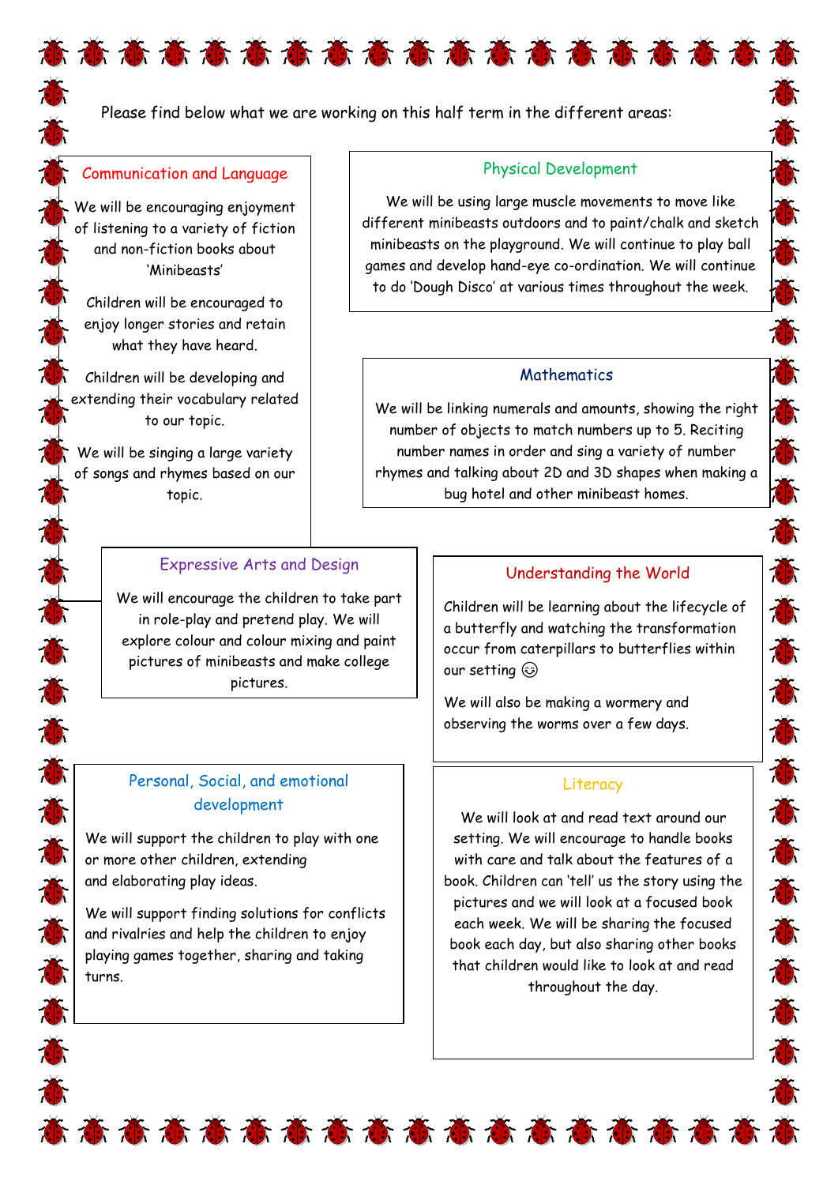Please find below what we are working on this half term in the different areas:

## Communication and Language

We will be encouraging enjoyment of listening to a variety of fiction and non-fiction books about 'Minibeasts'

Children will be encouraged to enjoy longer stories and retain what they have heard.

Children will be developing and extending their vocabulary related to our topic.

We will be singing a large variety of songs and rhymes based on our topic.

## Physical Development

We will be using large muscle movements to move like different minibeasts outdoors and to paint/chalk and sketch minibeasts on the playground. We will continue to play ball games and develop hand-eye co-ordination. We will continue to do 'Dough Disco' at various times throughout the week.

## Mathematics

We will be linking numerals and amounts, showing the right number of objects to match numbers up to 5. Reciting number names in order and sing a variety of number rhymes and talking about 2D and 3D shapes when making a bug hotel and other minibeast homes.

## Expressive Arts and Design

We will encourage the children to take part in role-play and pretend play. We will explore colour and colour mixing and paint pictures of minibeasts and make college pictures.

## Understanding the World

Children will be learning about the lifecycle of a butterfly and watching the transformation occur from caterpillars to butterflies within our setting ☺

We will also be making a wormery and observing the worms over a few days.

## Personal, Social, and emotional development

We will support the children to play with one or more other children, extending and elaborating play ideas.

We will support finding solutions for conflicts and rivalries and help the children to enjoy playing games together, sharing and taking turns.

## Literacy

We will look at and read text around our setting. We will encourage to handle books with care and talk about the features of a book. Children can 'tell' us the story using the pictures and we will look at a focused book each week. We will be sharing the focused book each day, but also sharing other books that children would like to look at and read throughout the day.